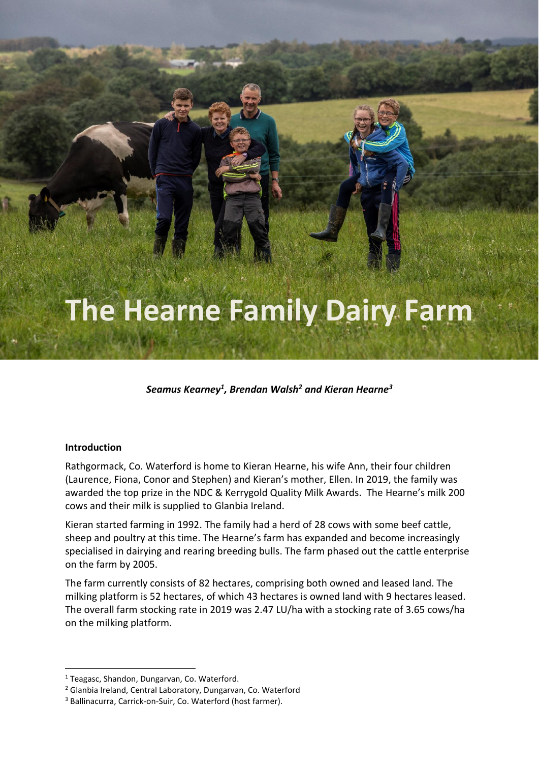# The Hearne Family Dairy Farm

***Seamus Kearney[1], Brendan Walsh[2] and Kieran Hearne[3]***

**Introduction**

Rathgormack, Co. Waterford is home to Kieran Hearne, his wife Ann, their four children (Laurence, Fiona, Conor and Stephen) and Kieran's mother, Ellen. In 2019, the family was awarded the top prize in the NDC & Kerrygold Quality Milk Awards. The Hearne's milk 200 cows and their milk is supplied to Glanbia Ireland.

Kieran started farming in 1992. The family had a herd of 28 cows with some beef cattle, sheep and poultry at this time. The Hearne's farm has expanded and become increasingly specialised in dairying and rearing breeding bulls. The farm phased out the cattle enterprise on the farm by 2005.

The farm currently consists of 82 hectares, comprising both owned and leased land. The milking platform is 52 hectares, of which 43 hectares is owned land with 9 hectares leased. The overall farm stocking rate in 2019 was 2.47 LU/ha with a stocking rate of 3.65 cows/ha on the milking platform.

---

[1] Teagasc, Shandon, Dungarvan, Co. Waterford.

[2] Glanbia Ireland, Central Laboratory, Dungarvan, Co. Waterford

[3] Ballinacurra, Carrick-on-Suir, Co. Waterford (host farmer).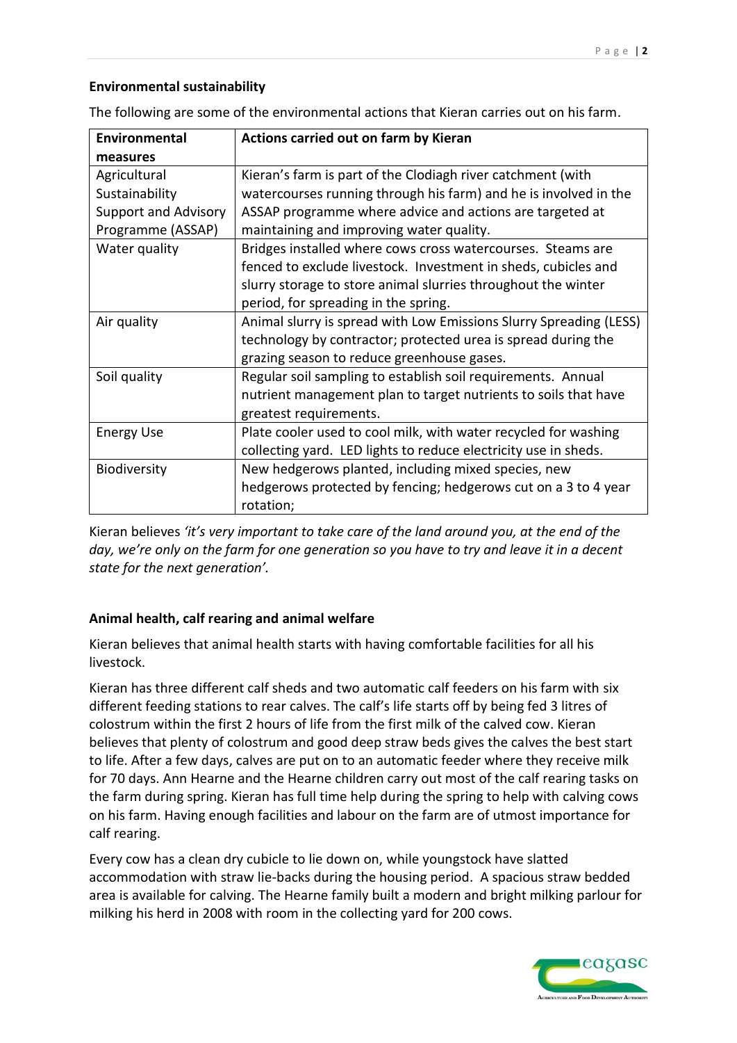**Environmental sustainability**

The following are some of the environmental actions that Kieran carries out on his farm.

| Environmental measures | Actions carried out on farm by Kieran |
| --- | --- |
| Agricultural Sustainability Support and Advisory Programme (ASSAP) | Kieran's farm is part of the Clodiagh river catchment (with watercourses running through his farm) and he is involved in the ASSAP programme where advice and actions are targeted at maintaining and improving water quality. |
| Water quality | Bridges installed where cows cross watercourses. Steams are fenced to exclude livestock. Investment in sheds, cubicles and slurry storage to store animal slurries throughout the winter period, for spreading in the spring. |
| Air quality | Animal slurry is spread with Low Emissions Slurry Spreading (LESS) technology by contractor; protected urea is spread during the grazing season to reduce greenhouse gases. |
| Soil quality | Regular soil sampling to establish soil requirements. Annual nutrient management plan to target nutrients to soils that have greatest requirements. |
| Energy Use | Plate cooler used to cool milk, with water recycled for washing collecting yard. LED lights to reduce electricity use in sheds. |
| Biodiversity | New hedgerows planted, including mixed species, new hedgerows protected by fencing; hedgerows cut on a 3 to 4 year rotation; |

Kieran believes *'it's very important to take care of the land around you, at the end of the day, we're only on the farm for one generation so you have to try and leave it in a decent state for the next generation'.*

**Animal health, calf rearing and animal welfare**

Kieran believes that animal health starts with having comfortable facilities for all his livestock.

Kieran has three different calf sheds and two automatic calf feeders on his farm with six different feeding stations to rear calves. The calf's life starts off by being fed 3 litres of colostrum within the first 2 hours of life from the first milk of the calved cow. Kieran believes that plenty of colostrum and good deep straw beds gives the calves the best start to life. After a few days, calves are put on to an automatic feeder where they receive milk for 70 days. Ann Hearne and the Hearne children carry out most of the calf rearing tasks on the farm during spring. Kieran has full time help during the spring to help with calving cows on his farm. Having enough facilities and labour on the farm are of utmost importance for calf rearing.

Every cow has a clean dry cubicle to lie down on, while youngstock have slatted accommodation with straw lie-backs during the housing period. A spacious straw bedded area is available for calving. The Hearne family built a modern and bright milking parlour for milking his herd in 2008 with room in the collecting yard for 200 cows.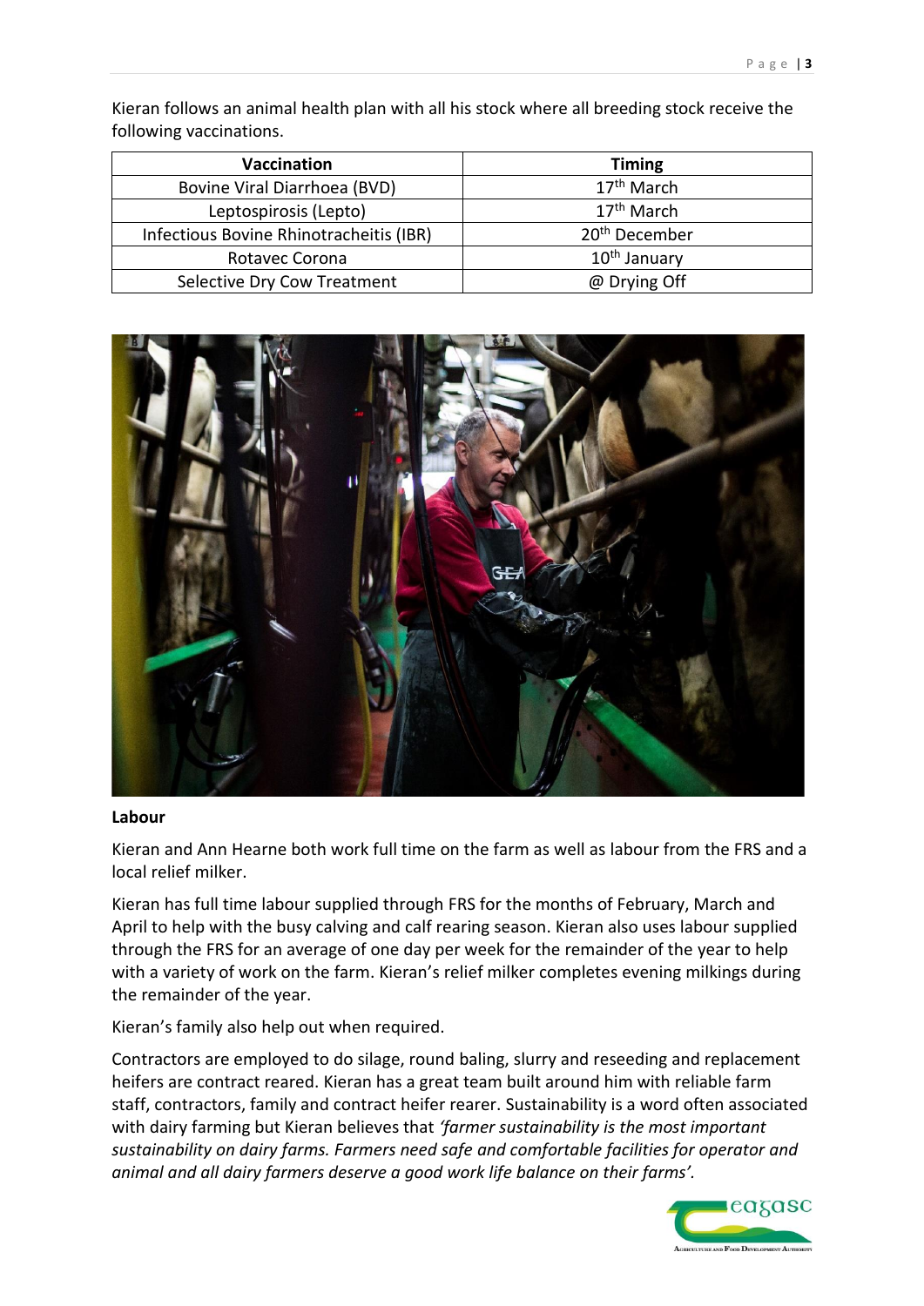Kieran follows an animal health plan with all his stock where all breeding stock receive the following vaccinations.

| Vaccination | Timing |
|---|---|
| Bovine Viral Diarrhoea (BVD) | 17th March |
| Leptospirosis (Lepto) | 17th March |
| Infectious Bovine Rhinotracheitis (IBR) | 20th December |
| Rotavec Corona | 10th January |
| Selective Dry Cow Treatment | @ Drying Off |

**Labour**

Kieran and Ann Hearne both work full time on the farm as well as labour from the FRS and a local relief milker.

Kieran has full time labour supplied through FRS for the months of February, March and April to help with the busy calving and calf rearing season. Kieran also uses labour supplied through the FRS for an average of one day per week for the remainder of the year to help with a variety of work on the farm. Kieran's relief milker completes evening milkings during the remainder of the year.

Kieran's family also help out when required.

Contractors are employed to do silage, round baling, slurry and reseeding and replacement heifers are contract reared. Kieran has a great team built around him with reliable farm staff, contractors, family and contract heifer rearer. Sustainability is a word often associated with dairy farming but Kieran believes that *'farmer sustainability is the most important sustainability on dairy farms. Farmers need safe and comfortable facilities for operator and animal and all dairy farmers deserve a good work life balance on their farms'.*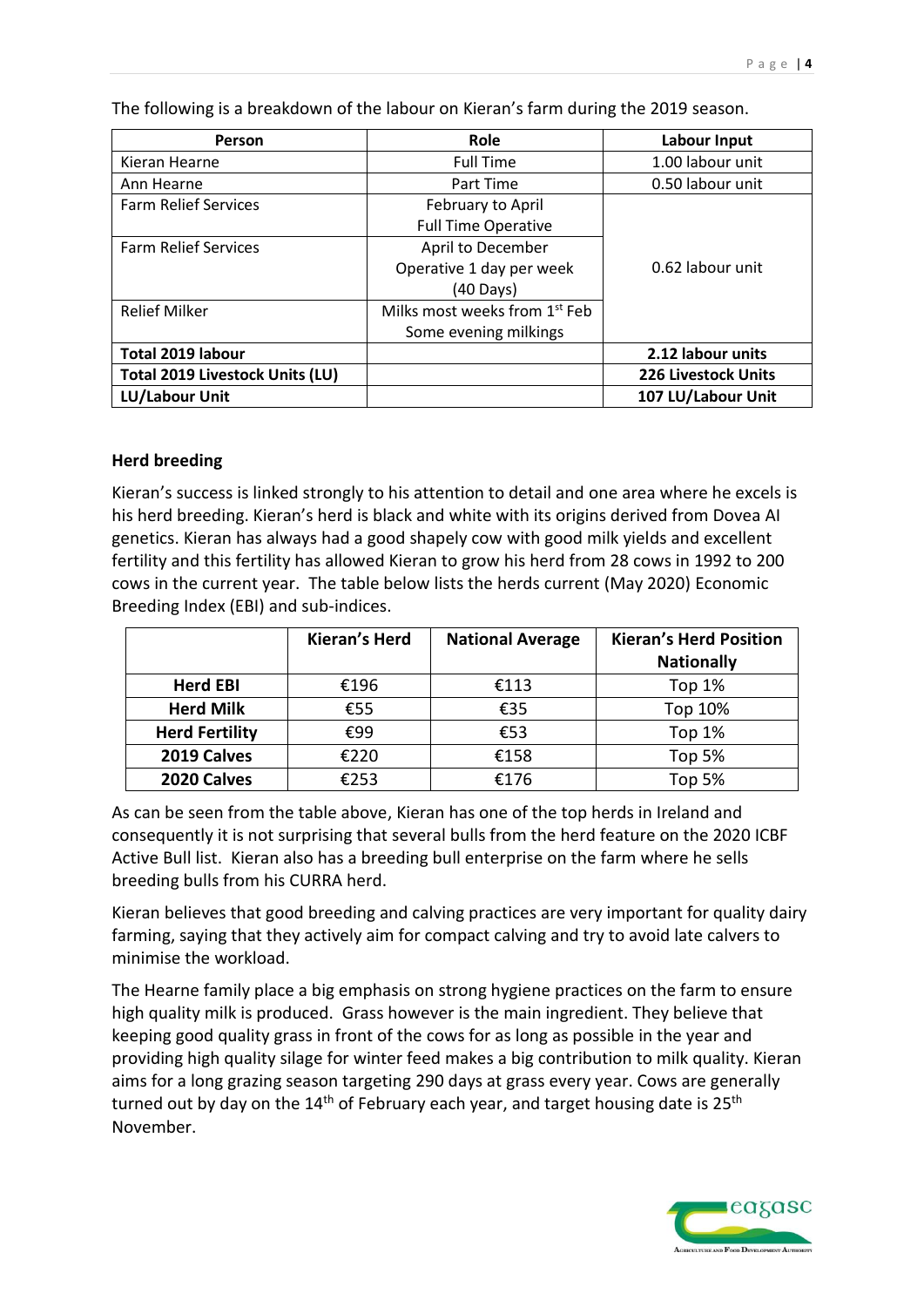The following is a breakdown of the labour on Kieran's farm during the 2019 season.

| Person | Role | Labour Input |
|---|---|---|
| Kieran Hearne | Full Time | 1.00 labour unit |
| Ann Hearne | Part Time | 0.50 labour unit |
| Farm Relief Services | February to April Full Time Operative | 0.62 labour unit |
| Farm Relief Services | April to December Operative 1 day per week (40 Days) | |
| Relief Milker | Milks most weeks from 1st Feb Some evening milkings | |
| **Total 2019 labour** | | **2.12 labour units** |
| **Total 2019 Livestock Units (LU)** | | **226 Livestock Units** |
| **LU/Labour Unit** | | **107 LU/Labour Unit** |

### Herd breeding

Kieran's success is linked strongly to his attention to detail and one area where he excels is his herd breeding. Kieran's herd is black and white with its origins derived from Dovea AI genetics. Kieran has always had a good shapely cow with good milk yields and excellent fertility and this fertility has allowed Kieran to grow his herd from 28 cows in 1992 to 200 cows in the current year. The table below lists the herds current (May 2020) Economic Breeding Index (EBI) and sub-indices.

| | Kieran's Herd | National Average | Kieran's Herd Position Nationally |
|---|---|---|---|
| **Herd EBI** | €196 | €113 | Top 1% |
| **Herd Milk** | €55 | €35 | Top 10% |
| **Herd Fertility** | €99 | €53 | Top 1% |
| **2019 Calves** | €220 | €158 | Top 5% |
| **2020 Calves** | €253 | €176 | Top 5% |

As can be seen from the table above, Kieran has one of the top herds in Ireland and consequently it is not surprising that several bulls from the herd feature on the 2020 ICBF Active Bull list. Kieran also has a breeding bull enterprise on the farm where he sells breeding bulls from his CURRA herd.

Kieran believes that good breeding and calving practices are very important for quality dairy farming, saying that they actively aim for compact calving and try to avoid late calvers to minimise the workload.

The Hearne family place a big emphasis on strong hygiene practices on the farm to ensure high quality milk is produced. Grass however is the main ingredient. They believe that keeping good quality grass in front of the cows for as long as possible in the year and providing high quality silage for winter feed makes a big contribution to milk quality. Kieran aims for a long grazing season targeting 290 days at grass every year. Cows are generally turned out by day on the 14th of February each year, and target housing date is 25th November.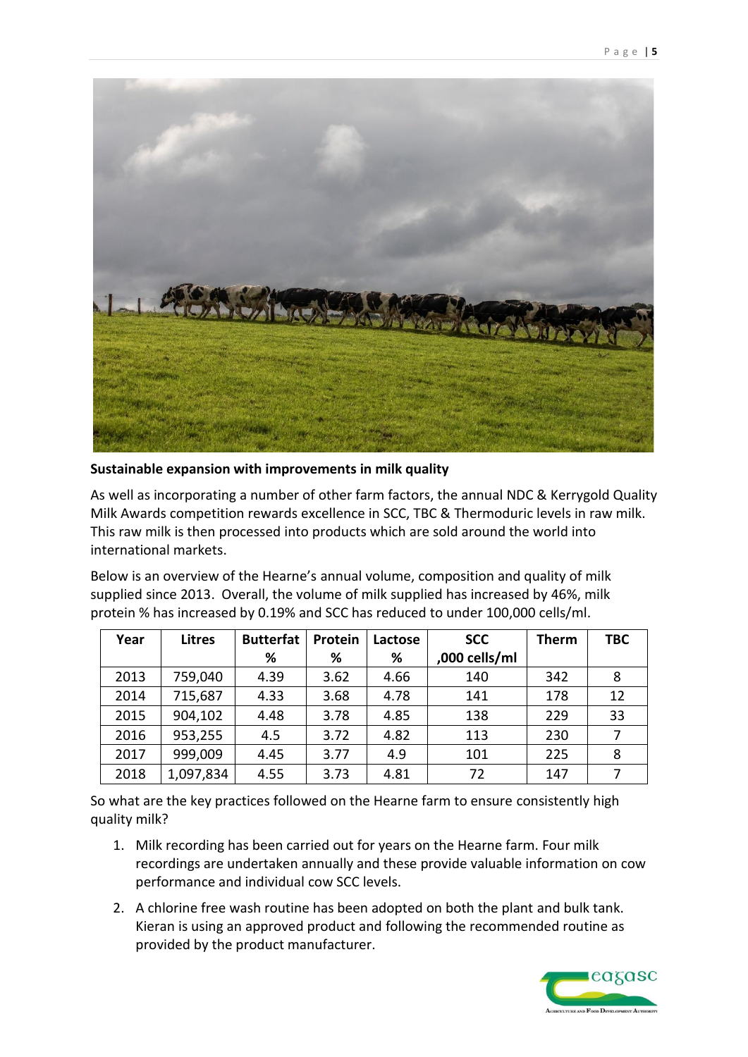**Sustainable expansion with improvements in milk quality**

As well as incorporating a number of other farm factors, the annual NDC & Kerrygold Quality Milk Awards competition rewards excellence in SCC, TBC & Thermoduric levels in raw milk. This raw milk is then processed into products which are sold around the world into international markets.

Below is an overview of the Hearne's annual volume, composition and quality of milk supplied since 2013. Overall, the volume of milk supplied has increased by 46%, milk protein % has increased by 0.19% and SCC has reduced to under 100,000 cells/ml.

| Year | Litres | Butterfat % | Protein % | Lactose % | SCC ,000 cells/ml | Therm | TBC |
|---|---|---|---|---|---|---|---|
| 2013 | 759,040 | 4.39 | 3.62 | 4.66 | 140 | 342 | 8 |
| 2014 | 715,687 | 4.33 | 3.68 | 4.78 | 141 | 178 | 12 |
| 2015 | 904,102 | 4.48 | 3.78 | 4.85 | 138 | 229 | 33 |
| 2016 | 953,255 | 4.5 | 3.72 | 4.82 | 113 | 230 | 7 |
| 2017 | 999,009 | 4.45 | 3.77 | 4.9 | 101 | 225 | 8 |
| 2018 | 1,097,834 | 4.55 | 3.73 | 4.81 | 72 | 147 | 7 |

So what are the key practices followed on the Hearne farm to ensure consistently high quality milk?

1. Milk recording has been carried out for years on the Hearne farm. Four milk recordings are undertaken annually and these provide valuable information on cow performance and individual cow SCC levels.
2. A chlorine free wash routine has been adopted on both the plant and bulk tank. Kieran is using an approved product and following the recommended routine as provided by the product manufacturer.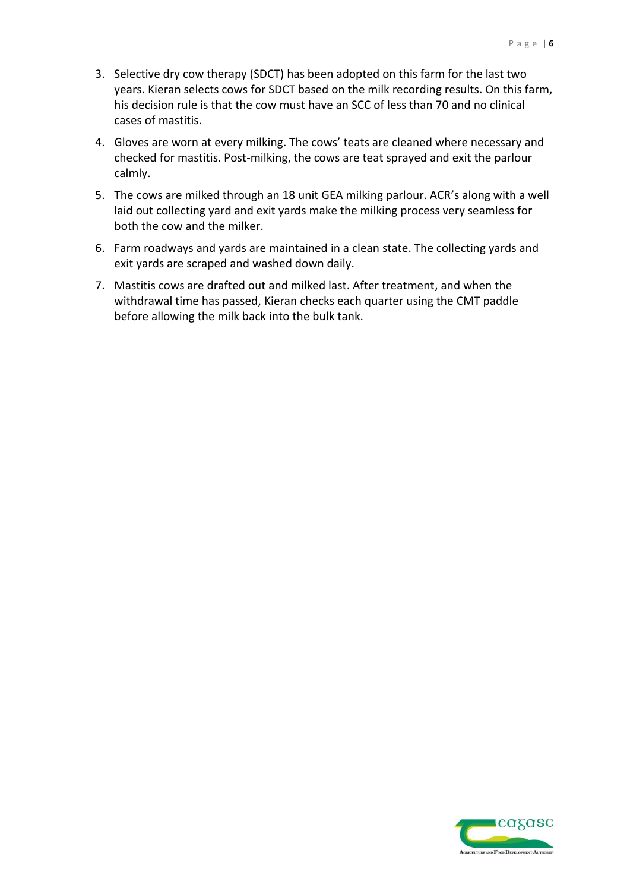3. Selective dry cow therapy (SDCT) has been adopted on this farm for the last two years. Kieran selects cows for SDCT based on the milk recording results. On this farm, his decision rule is that the cow must have an SCC of less than 70 and no clinical cases of mastitis.
4. Gloves are worn at every milking. The cows' teats are cleaned where necessary and checked for mastitis. Post-milking, the cows are teat sprayed and exit the parlour calmly.
5. The cows are milked through an 18 unit GEA milking parlour. ACR's along with a well laid out collecting yard and exit yards make the milking process very seamless for both the cow and the milker.
6. Farm roadways and yards are maintained in a clean state. The collecting yards and exit yards are scraped and washed down daily.
7. Mastitis cows are drafted out and milked last. After treatment, and when the withdrawal time has passed, Kieran checks each quarter using the CMT paddle before allowing the milk back into the bulk tank.